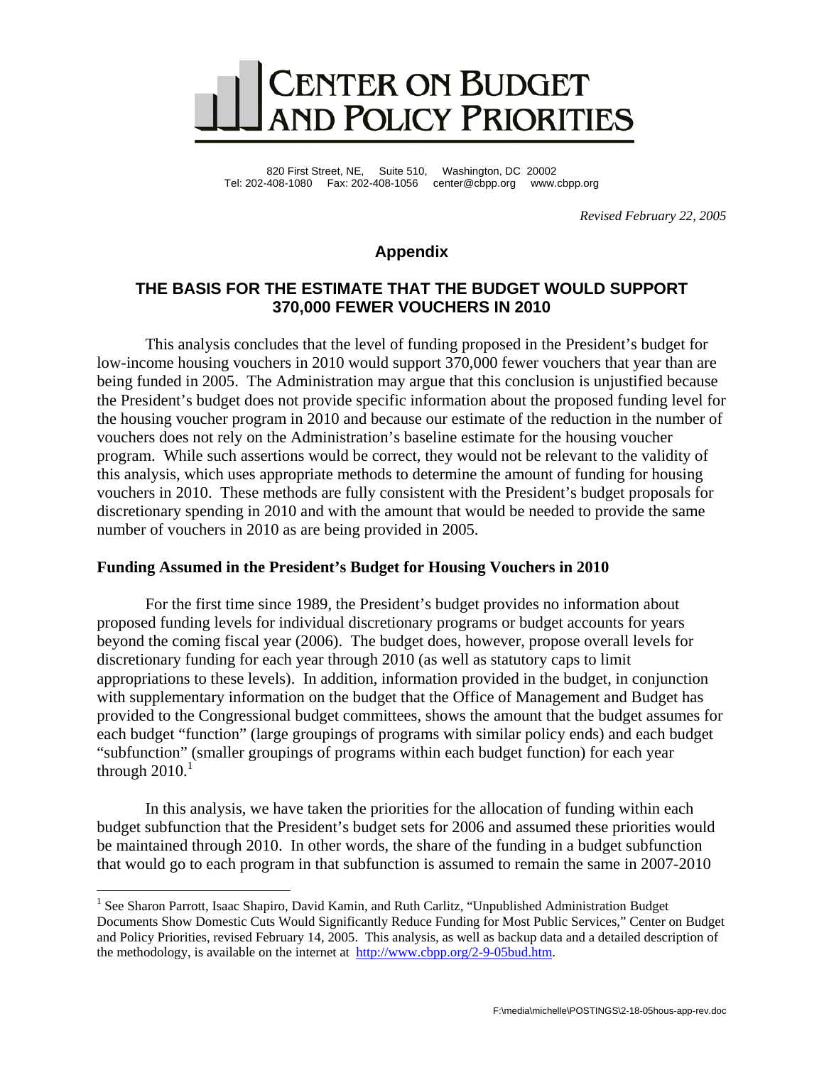# CENTER ON BUDGET AND POLICY PRIORITIES

820 First Street, NE, Suite 510, Washington, DC 20002
Tel: 202-408-1080 Fax: 202-408-1056 center@cbpp.org www.cbpp.org

*Revised February 22, 2005*

## Appendix

## THE BASIS FOR THE ESTIMATE THAT THE BUDGET WOULD SUPPORT 370,000 FEWER VOUCHERS IN 2010

This analysis concludes that the level of funding proposed in the President's budget for low-income housing vouchers in 2010 would support 370,000 fewer vouchers that year than are being funded in 2005. The Administration may argue that this conclusion is unjustified because the President's budget does not provide specific information about the proposed funding level for the housing voucher program in 2010 and because our estimate of the reduction in the number of vouchers does not rely on the Administration's baseline estimate for the housing voucher program. While such assertions would be correct, they would not be relevant to the validity of this analysis, which uses appropriate methods to determine the amount of funding for housing vouchers in 2010. These methods are fully consistent with the President's budget proposals for discretionary spending in 2010 and with the amount that would be needed to provide the same number of vouchers in 2010 as are being provided in 2005.

### Funding Assumed in the President's Budget for Housing Vouchers in 2010

For the first time since 1989, the President's budget provides no information about proposed funding levels for individual discretionary programs or budget accounts for years beyond the coming fiscal year (2006). The budget does, however, propose overall levels for discretionary funding for each year through 2010 (as well as statutory caps to limit appropriations to these levels). In addition, information provided in the budget, in conjunction with supplementary information on the budget that the Office of Management and Budget has provided to the Congressional budget committees, shows the amount that the budget assumes for each budget "function" (large groupings of programs with similar policy ends) and each budget "subfunction" (smaller groupings of programs within each budget function) for each year through 2010.[1]

In this analysis, we have taken the priorities for the allocation of funding within each budget subfunction that the President's budget sets for 2006 and assumed these priorities would be maintained through 2010. In other words, the share of the funding in a budget subfunction that would go to each program in that subfunction is assumed to remain the same in 2007-2010

[1] See Sharon Parrott, Isaac Shapiro, David Kamin, and Ruth Carlitz, "Unpublished Administration Budget Documents Show Domestic Cuts Would Significantly Reduce Funding for Most Public Services," Center on Budget and Policy Priorities, revised February 14, 2005. This analysis, as well as backup data and a detailed description of the methodology, is available on the internet at http://www.cbpp.org/2-9-05bud.htm.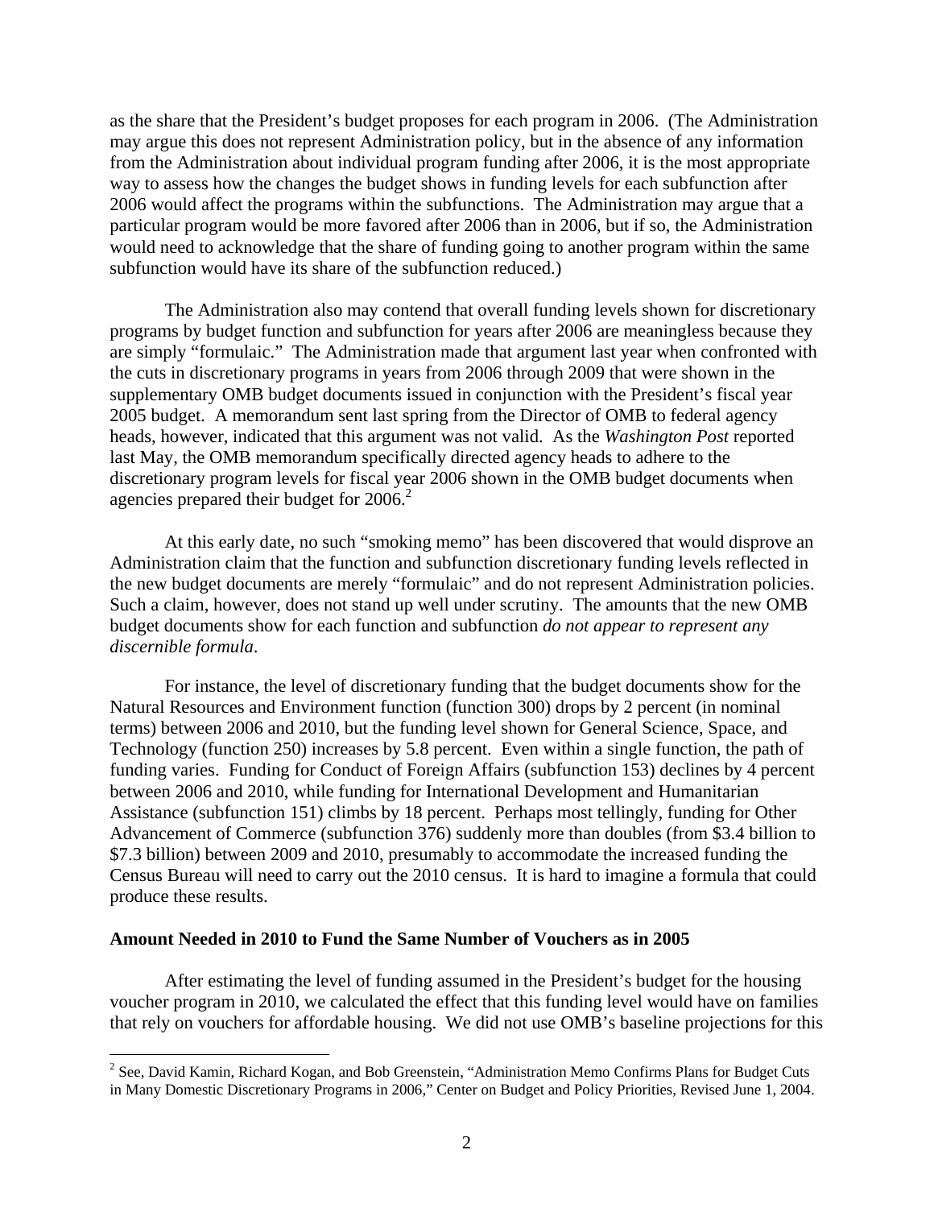as the share that the President's budget proposes for each program in 2006. (The Administration may argue this does not represent Administration policy, but in the absence of any information from the Administration about individual program funding after 2006, it is the most appropriate way to assess how the changes the budget shows in funding levels for each subfunction after 2006 would affect the programs within the subfunctions. The Administration may argue that a particular program would be more favored after 2006 than in 2006, but if so, the Administration would need to acknowledge that the share of funding going to another program within the same subfunction would have its share of the subfunction reduced.)

The Administration also may contend that overall funding levels shown for discretionary programs by budget function and subfunction for years after 2006 are meaningless because they are simply "formulaic." The Administration made that argument last year when confronted with the cuts in discretionary programs in years from 2006 through 2009 that were shown in the supplementary OMB budget documents issued in conjunction with the President's fiscal year 2005 budget. A memorandum sent last spring from the Director of OMB to federal agency heads, however, indicated that this argument was not valid. As the *Washington Post* reported last May, the OMB memorandum specifically directed agency heads to adhere to the discretionary program levels for fiscal year 2006 shown in the OMB budget documents when agencies prepared their budget for 2006.[2]

At this early date, no such "smoking memo" has been discovered that would disprove an Administration claim that the function and subfunction discretionary funding levels reflected in the new budget documents are merely "formulaic" and do not represent Administration policies. Such a claim, however, does not stand up well under scrutiny. The amounts that the new OMB budget documents show for each function and subfunction *do not appear to represent any discernible formula*.

For instance, the level of discretionary funding that the budget documents show for the Natural Resources and Environment function (function 300) drops by 2 percent (in nominal terms) between 2006 and 2010, but the funding level shown for General Science, Space, and Technology (function 250) increases by 5.8 percent. Even within a single function, the path of funding varies. Funding for Conduct of Foreign Affairs (subfunction 153) declines by 4 percent between 2006 and 2010, while funding for International Development and Humanitarian Assistance (subfunction 151) climbs by 18 percent. Perhaps most tellingly, funding for Other Advancement of Commerce (subfunction 376) suddenly more than doubles (from \$3.4 billion to \$7.3 billion) between 2009 and 2010, presumably to accommodate the increased funding the Census Bureau will need to carry out the 2010 census. It is hard to imagine a formula that could produce these results.

**Amount Needed in 2010 to Fund the Same Number of Vouchers as in 2005**

After estimating the level of funding assumed in the President's budget for the housing voucher program in 2010, we calculated the effect that this funding level would have on families that rely on vouchers for affordable housing. We did not use OMB's baseline projections for this

[2] See, David Kamin, Richard Kogan, and Bob Greenstein, "Administration Memo Confirms Plans for Budget Cuts in Many Domestic Discretionary Programs in 2006," Center on Budget and Policy Priorities, Revised June 1, 2004.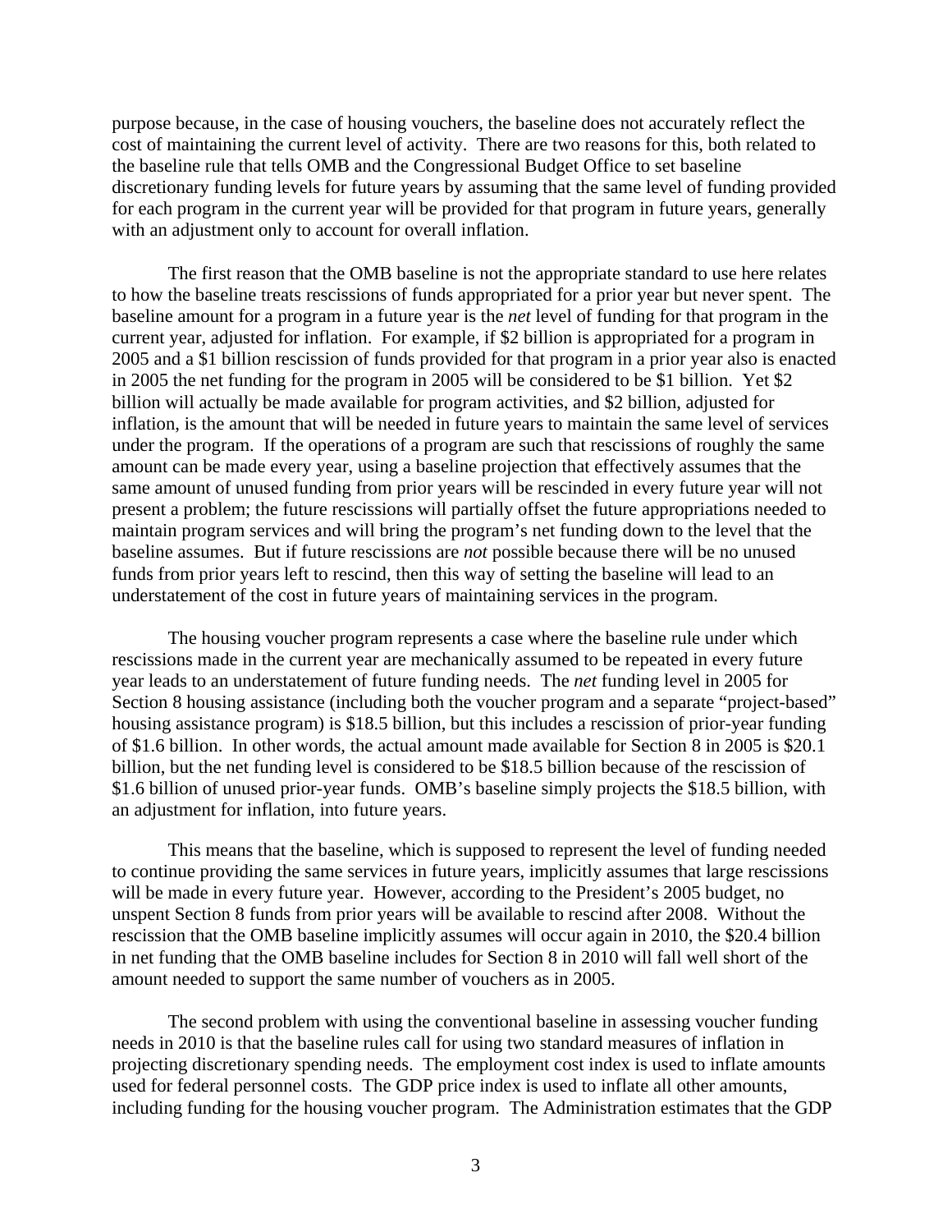purpose because, in the case of housing vouchers, the baseline does not accurately reflect the cost of maintaining the current level of activity. There are two reasons for this, both related to the baseline rule that tells OMB and the Congressional Budget Office to set baseline discretionary funding levels for future years by assuming that the same level of funding provided for each program in the current year will be provided for that program in future years, generally with an adjustment only to account for overall inflation.

The first reason that the OMB baseline is not the appropriate standard to use here relates to how the baseline treats rescissions of funds appropriated for a prior year but never spent. The baseline amount for a program in a future year is the *net* level of funding for that program in the current year, adjusted for inflation. For example, if $2 billion is appropriated for a program in 2005 and a $1 billion rescission of funds provided for that program in a prior year also is enacted in 2005 the net funding for the program in 2005 will be considered to be $1 billion. Yet $2 billion will actually be made available for program activities, and $2 billion, adjusted for inflation, is the amount that will be needed in future years to maintain the same level of services under the program. If the operations of a program are such that rescissions of roughly the same amount can be made every year, using a baseline projection that effectively assumes that the same amount of unused funding from prior years will be rescinded in every future year will not present a problem; the future rescissions will partially offset the future appropriations needed to maintain program services and will bring the program's net funding down to the level that the baseline assumes. But if future rescissions are *not* possible because there will be no unused funds from prior years left to rescind, then this way of setting the baseline will lead to an understatement of the cost in future years of maintaining services in the program.

The housing voucher program represents a case where the baseline rule under which rescissions made in the current year are mechanically assumed to be repeated in every future year leads to an understatement of future funding needs. The *net* funding level in 2005 for Section 8 housing assistance (including both the voucher program and a separate "project-based" housing assistance program) is $18.5 billion, but this includes a rescission of prior-year funding of $1.6 billion. In other words, the actual amount made available for Section 8 in 2005 is $20.1 billion, but the net funding level is considered to be $18.5 billion because of the rescission of $1.6 billion of unused prior-year funds. OMB's baseline simply projects the $18.5 billion, with an adjustment for inflation, into future years.

This means that the baseline, which is supposed to represent the level of funding needed to continue providing the same services in future years, implicitly assumes that large rescissions will be made in every future year. However, according to the President's 2005 budget, no unspent Section 8 funds from prior years will be available to rescind after 2008. Without the rescission that the OMB baseline implicitly assumes will occur again in 2010, the $20.4 billion in net funding that the OMB baseline includes for Section 8 in 2010 will fall well short of the amount needed to support the same number of vouchers as in 2005.

The second problem with using the conventional baseline in assessing voucher funding needs in 2010 is that the baseline rules call for using two standard measures of inflation in projecting discretionary spending needs. The employment cost index is used to inflate amounts used for federal personnel costs. The GDP price index is used to inflate all other amounts, including funding for the housing voucher program. The Administration estimates that the GDP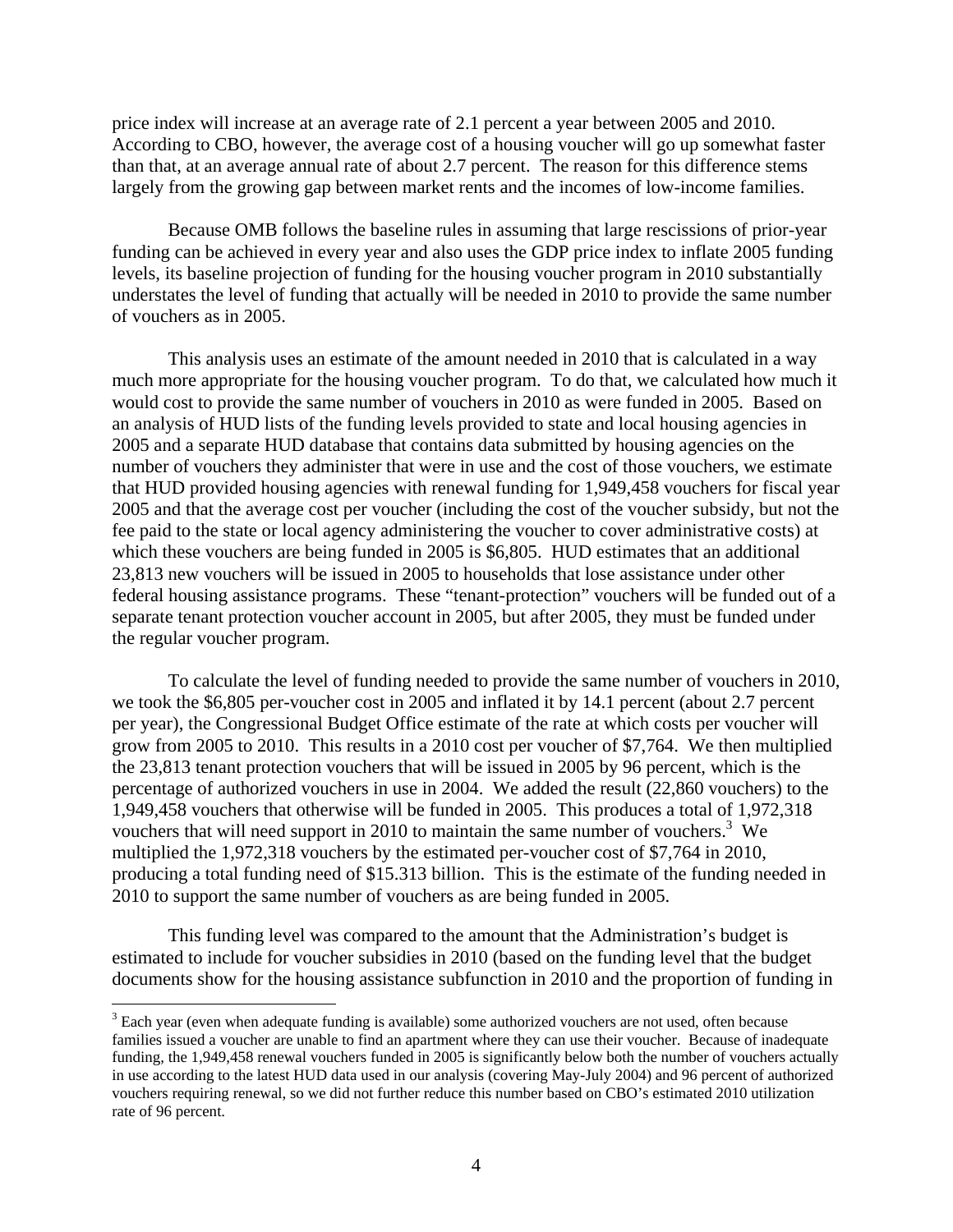price index will increase at an average rate of 2.1 percent a year between 2005 and 2010. According to CBO, however, the average cost of a housing voucher will go up somewhat faster than that, at an average annual rate of about 2.7 percent. The reason for this difference stems largely from the growing gap between market rents and the incomes of low-income families.

Because OMB follows the baseline rules in assuming that large rescissions of prior-year funding can be achieved in every year and also uses the GDP price index to inflate 2005 funding levels, its baseline projection of funding for the housing voucher program in 2010 substantially understates the level of funding that actually will be needed in 2010 to provide the same number of vouchers as in 2005.

This analysis uses an estimate of the amount needed in 2010 that is calculated in a way much more appropriate for the housing voucher program. To do that, we calculated how much it would cost to provide the same number of vouchers in 2010 as were funded in 2005. Based on an analysis of HUD lists of the funding levels provided to state and local housing agencies in 2005 and a separate HUD database that contains data submitted by housing agencies on the number of vouchers they administer that were in use and the cost of those vouchers, we estimate that HUD provided housing agencies with renewal funding for 1,949,458 vouchers for fiscal year 2005 and that the average cost per voucher (including the cost of the voucher subsidy, but not the fee paid to the state or local agency administering the voucher to cover administrative costs) at which these vouchers are being funded in 2005 is $6,805. HUD estimates that an additional 23,813 new vouchers will be issued in 2005 to households that lose assistance under other federal housing assistance programs. These "tenant-protection" vouchers will be funded out of a separate tenant protection voucher account in 2005, but after 2005, they must be funded under the regular voucher program.

To calculate the level of funding needed to provide the same number of vouchers in 2010, we took the $6,805 per-voucher cost in 2005 and inflated it by 14.1 percent (about 2.7 percent per year), the Congressional Budget Office estimate of the rate at which costs per voucher will grow from 2005 to 2010. This results in a 2010 cost per voucher of $7,764. We then multiplied the 23,813 tenant protection vouchers that will be issued in 2005 by 96 percent, which is the percentage of authorized vouchers in use in 2004. We added the result (22,860 vouchers) to the 1,949,458 vouchers that otherwise will be funded in 2005. This produces a total of 1,972,318 vouchers that will need support in 2010 to maintain the same number of vouchers.[3] We multiplied the 1,972,318 vouchers by the estimated per-voucher cost of $7,764 in 2010, producing a total funding need of $15.313 billion. This is the estimate of the funding needed in 2010 to support the same number of vouchers as are being funded in 2005.

This funding level was compared to the amount that the Administration's budget is estimated to include for voucher subsidies in 2010 (based on the funding level that the budget documents show for the housing assistance subfunction in 2010 and the proportion of funding in

[3] Each year (even when adequate funding is available) some authorized vouchers are not used, often because families issued a voucher are unable to find an apartment where they can use their voucher. Because of inadequate funding, the 1,949,458 renewal vouchers funded in 2005 is significantly below both the number of vouchers actually in use according to the latest HUD data used in our analysis (covering May-July 2004) and 96 percent of authorized vouchers requiring renewal, so we did not further reduce this number based on CBO's estimated 2010 utilization rate of 96 percent.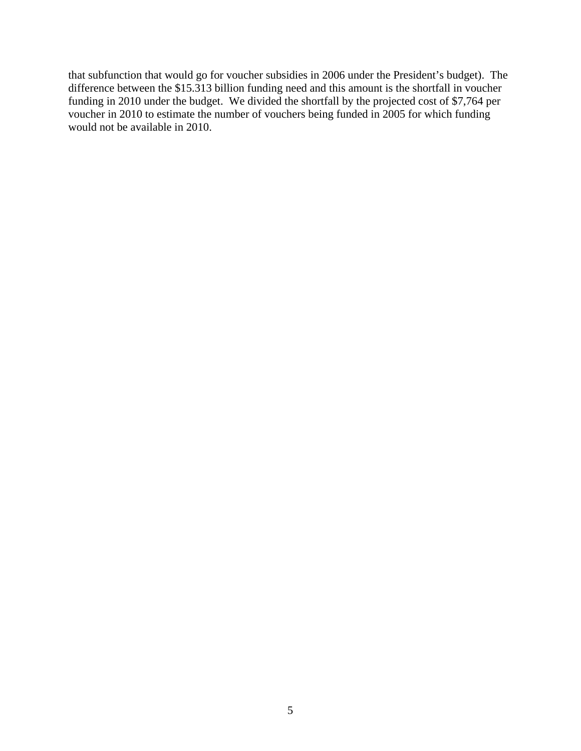that subfunction that would go for voucher subsidies in 2006 under the President's budget). The difference between the $15.313 billion funding need and this amount is the shortfall in voucher funding in 2010 under the budget. We divided the shortfall by the projected cost of $7,764 per voucher in 2010 to estimate the number of vouchers being funded in 2005 for which funding would not be available in 2010.